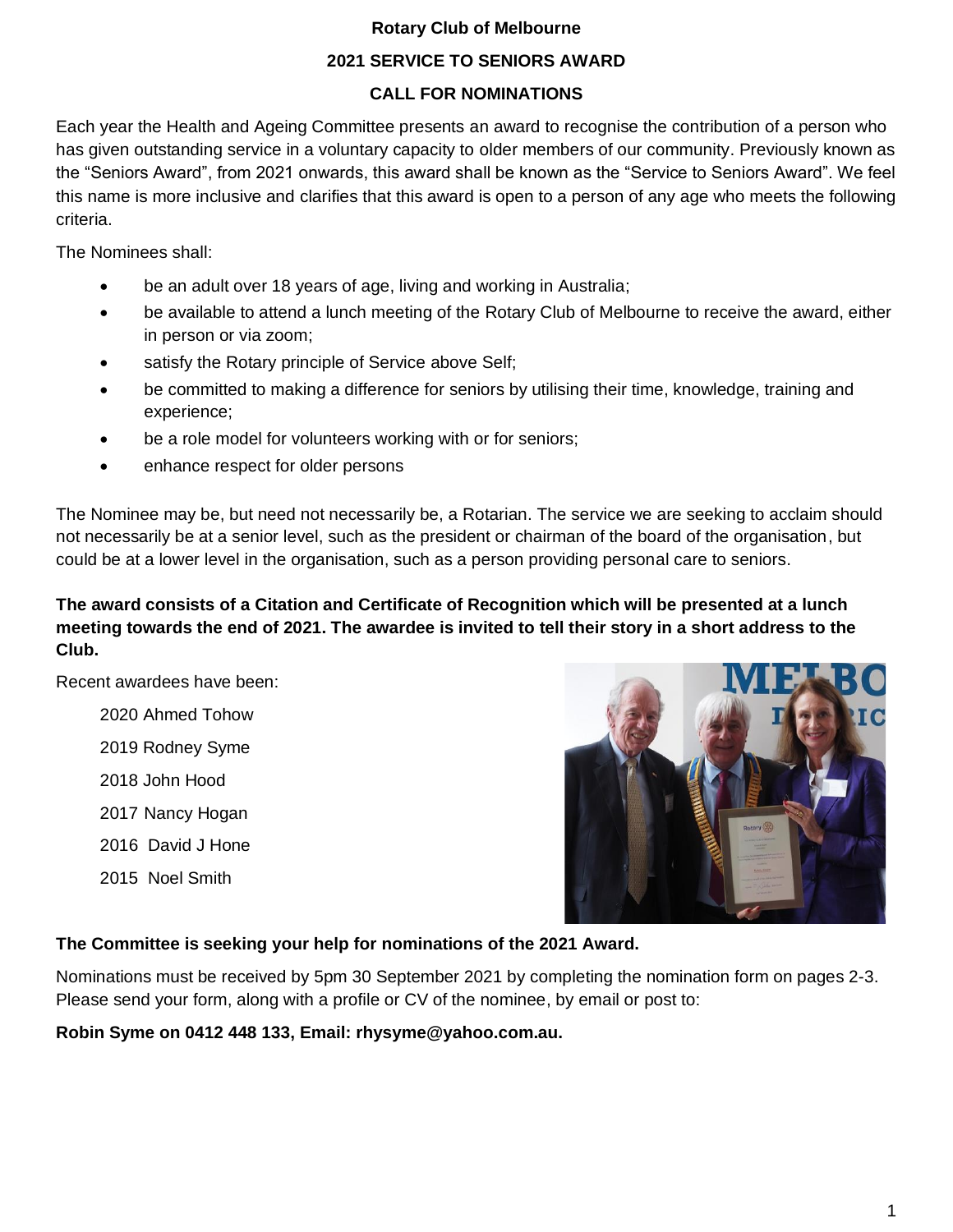# Rotary Club of Melbourne

## 2021 SERVICE TO SENIORS AWARD

## CALL FOR NOMINATIONS

Each year the Health and Ageing Committee presents an award to recognise the contribution of a person who has given outstanding service in a voluntary capacity to older members of our community. Previously known as the “Seniors Award”, from 2021 onwards, this award shall be known as the “Service to Seniors Award”. We feel this name is more inclusive and clarifies that this award is open to a person of any age who meets the following criteria.

The Nominees shall:

- be an adult over 18 years of age, living and working in Australia;
- be available to attend a lunch meeting of the Rotary Club of Melbourne to receive the award, either in person or via zoom;
- satisfy the Rotary principle of Service above Self;
- be committed to making a difference for seniors by utilising their time, knowledge, training and experience;
- be a role model for volunteers working with or for seniors;
- enhance respect for older persons

The Nominee may be, but need not necessarily be, a Rotarian. The service we are seeking to acclaim should not necessarily be at a senior level, such as the president or chairman of the board of the organisation, but could be at a lower level in the organisation, such as a person providing personal care to seniors.

**The award consists of a Citation and Certificate of Recognition which will be presented at a lunch meeting towards the end of 2021. The awardee is invited to tell their story in a short address to the Club.**

Recent awardees have been:

- 2020 Ahmed Tohow
- 2019 Rodney Syme
- 2018 John Hood
- 2017 Nancy Hogan
- 2016 David J Hone
- 2015 Noel Smith

**The Committee is seeking your help for nominations of the 2021 Award.**

Nominations must be received by 5pm 30 September 2021 by completing the nomination form on pages 2-3. Please send your form, along with a profile or CV of the nominee, by email or post to:

**Robin Syme on 0412 448 133, Email: rhysyme@yahoo.com.au.**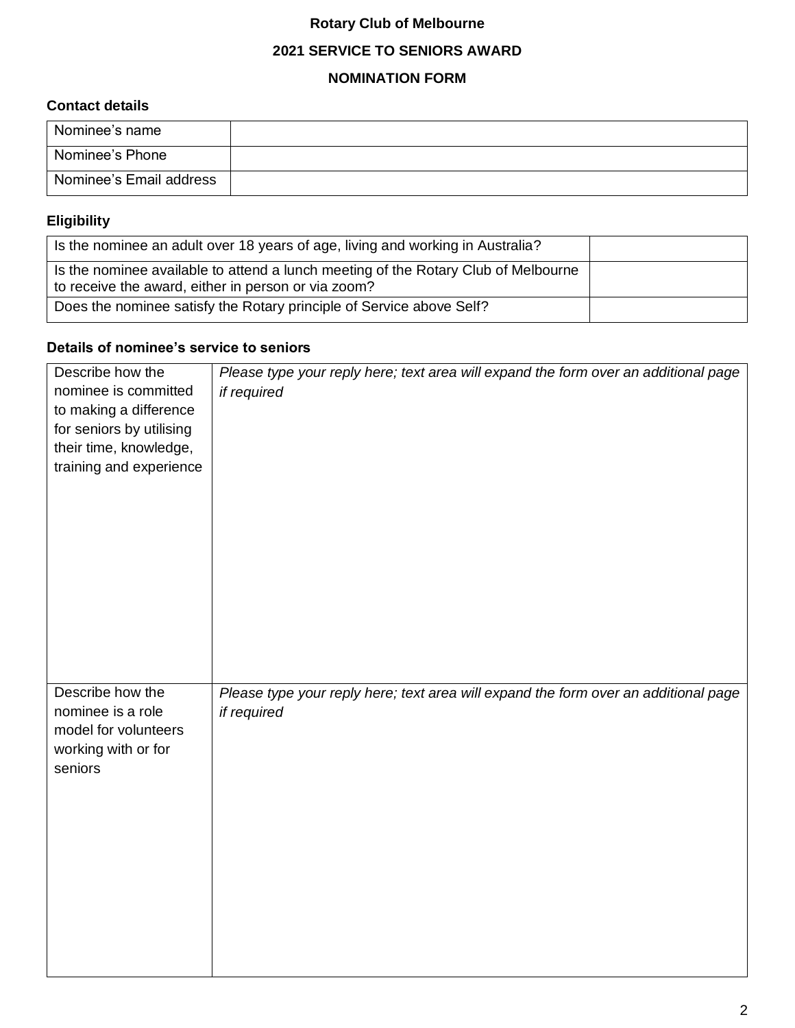**Rotary Club of Melbourne**

**2021 SERVICE TO SENIORS AWARD**

**NOMINATION FORM**

### Contact details

| Nominee's name | |
|---|---|
| Nominee's Phone | |
| Nominee's Email address | |

### Eligibility

| Is the nominee an adult over 18 years of age, living and working in Australia? | |
|---|---|
| Is the nominee available to attend a lunch meeting of the Rotary Club of Melbourne to receive the award, either in person or via zoom? | |
| Does the nominee satisfy the Rotary principle of Service above Self? | |

### Details of nominee's service to seniors

| Describe how the nominee is committed to making a difference for seniors by utilising their time, knowledge, training and experience | *Please type your reply here; text area will expand the form over an additional page if required* |
|---|---|
| Describe how the nominee is a role model for volunteers working with or for seniors | *Please type your reply here; text area will expand the form over an additional page if required* |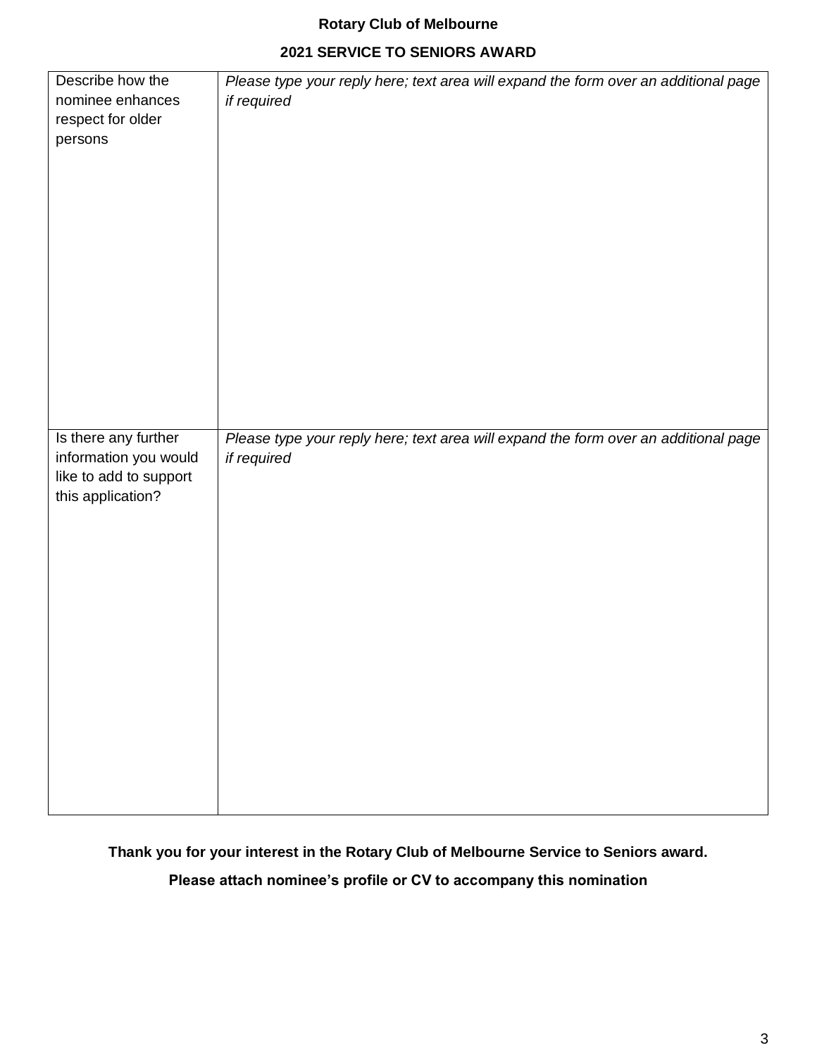**Rotary Club of Melbourne**

**2021 SERVICE TO SENIORS AWARD**

| | |
|---|---|
| Describe how the nominee enhances respect for older persons | *Please type your reply here; text area will expand the form over an additional page if required* |
| Is there any further information you would like to add to support this application? | *Please type your reply here; text area will expand the form over an additional page if required* |

**Thank you for your interest in the Rotary Club of Melbourne Service to Seniors award.**

**Please attach nominee's profile or CV to accompany this nomination**